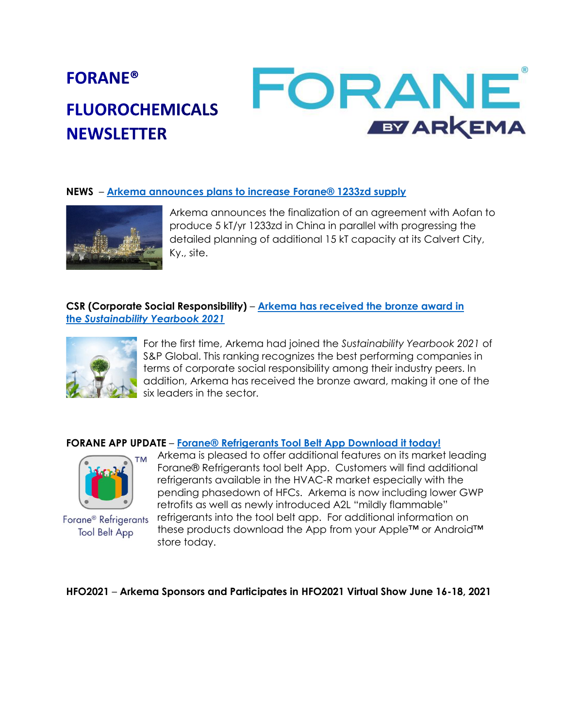# FORANE®

# FLUOROCHEMICALS NEWSLETTER

**NEWS** – **Arkema announces plans to increase Forane® 1233zd supply**

Arkema announces the finalization of an agreement with Aofan to produce 5 kT/yr 1233zd in China in parallel with progressing the detailed planning of additional 15 kT capacity at its Calvert City, Ky., site.

**CSR (Corporate Social Responsibility)** – **Arkema has received the bronze award in the *Sustainability Yearbook 2021***

For the first time, Arkema had joined the *Sustainability Yearbook 2021* of S&P Global. This ranking recognizes the best performing companies in terms of corporate social responsibility among their industry peers. In addition, Arkema has received the bronze award, making it one of the six leaders in the sector.

**FORANE APP UPDATE** – **Forane® Refrigerants Tool Belt App Download it today!**

Forane® Refrigerants Tool Belt App

Arkema is pleased to offer additional features on its market leading Forane® Refrigerants tool belt App. Customers will find additional refrigerants available in the HVAC-R market especially with the pending phasedown of HFCs. Arkema is now including lower GWP retrofits as well as newly introduced A2L "mildly flammable" refrigerants into the tool belt app. For additional information on these products download the App from your Apple™ or Android™ store today.

**HFO2021** – **Arkema Sponsors and Participates in HFO2021 Virtual Show June 16-18, 2021**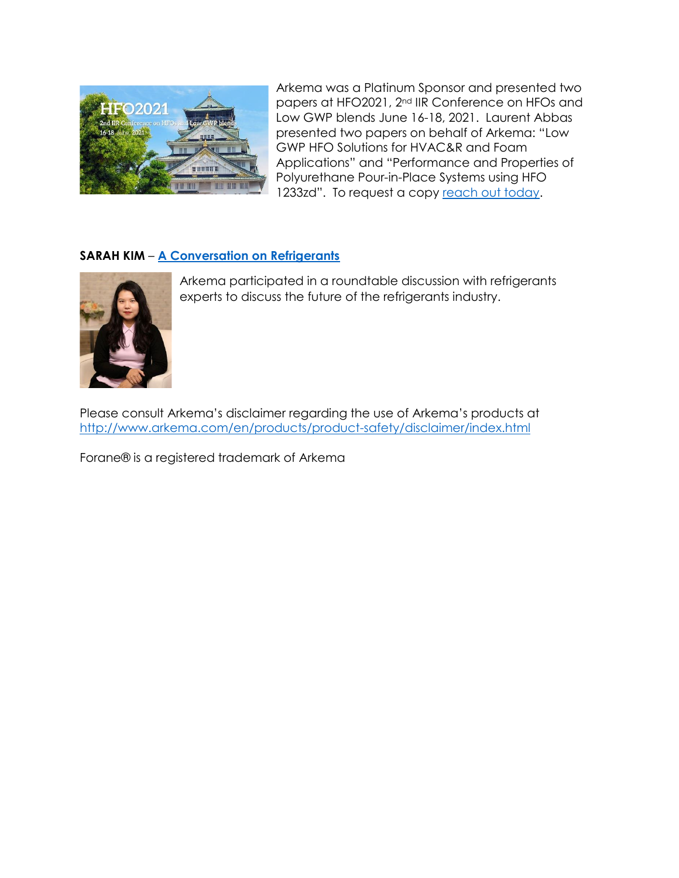Arkema was a Platinum Sponsor and presented two papers at HFO2021, 2nd IIR Conference on HFOs and Low GWP blends June 16-18, 2021. Laurent Abbas presented two papers on behalf of Arkema: "Low GWP HFO Solutions for HVAC&R and Foam Applications" and "Performance and Properties of Polyurethane Pour-in-Place Systems using HFO 1233zd". To request a copy reach out today.

**SARAH KIM** – **A Conversation on Refrigerants**

Arkema participated in a roundtable discussion with refrigerants experts to discuss the future of the refrigerants industry.

Please consult Arkema's disclaimer regarding the use of Arkema's products at http://www.arkema.com/en/products/product-safety/disclaimer/index.html

Forane® is a registered trademark of Arkema